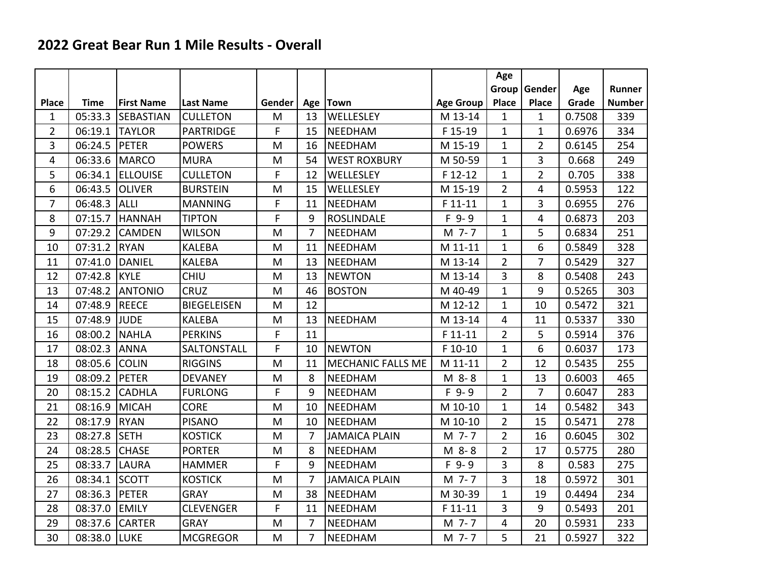## 2022 Great Bear Run 1 Mile Results - Overall

| Place | Time | First Name | Last Name | Gender | Age | Town | Age Group | Age Group Place | Gender Place | Age Grade | Runner Number |
|---|---|---|---|---|---|---|---|---|---|---|---|
| 1 | 05:33.3 | SEBASTIAN | CULLETON | M | 13 | WELLESLEY | M 13-14 | 1 | 1 | 0.7508 | 339 |
| 2 | 06:19.1 | TAYLOR | PARTRIDGE | F | 15 | NEEDHAM | F 15-19 | 1 | 1 | 0.6976 | 334 |
| 3 | 06:24.5 | PETER | POWERS | M | 16 | NEEDHAM | M 15-19 | 1 | 2 | 0.6145 | 254 |
| 4 | 06:33.6 | MARCO | MURA | M | 54 | WEST ROXBURY | M 50-59 | 1 | 3 | 0.668 | 249 |
| 5 | 06:34.1 | ELLOUISE | CULLETON | F | 12 | WELLESLEY | F 12-12 | 1 | 2 | 0.705 | 338 |
| 6 | 06:43.5 | OLIVER | BURSTEIN | M | 15 | WELLESLEY | M 15-19 | 2 | 4 | 0.5953 | 122 |
| 7 | 06:48.3 | ALLI | MANNING | F | 11 | NEEDHAM | F 11-11 | 1 | 3 | 0.6955 | 276 |
| 8 | 07:15.7 | HANNAH | TIPTON | F | 9 | ROSLINDALE | F 9- 9 | 1 | 4 | 0.6873 | 203 |
| 9 | 07:29.2 | CAMDEN | WILSON | M | 7 | NEEDHAM | M 7- 7 | 1 | 5 | 0.6834 | 251 |
| 10 | 07:31.2 | RYAN | KALEBA | M | 11 | NEEDHAM | M 11-11 | 1 | 6 | 0.5849 | 328 |
| 11 | 07:41.0 | DANIEL | KALEBA | M | 13 | NEEDHAM | M 13-14 | 2 | 7 | 0.5429 | 327 |
| 12 | 07:42.8 | KYLE | CHIU | M | 13 | NEWTON | M 13-14 | 3 | 8 | 0.5408 | 243 |
| 13 | 07:48.2 | ANTONIO | CRUZ | M | 46 | BOSTON | M 40-49 | 1 | 9 | 0.5265 | 303 |
| 14 | 07:48.9 | REECE | BIEGELEISEN | M | 12 | | M 12-12 | 1 | 10 | 0.5472 | 321 |
| 15 | 07:48.9 | JUDE | KALEBA | M | 13 | NEEDHAM | M 13-14 | 4 | 11 | 0.5337 | 330 |
| 16 | 08:00.2 | NAHLA | PERKINS | F | 11 | | F 11-11 | 2 | 5 | 0.5914 | 376 |
| 17 | 08:02.3 | ANNA | SALTONSTALL | F | 10 | NEWTON | F 10-10 | 1 | 6 | 0.6037 | 173 |
| 18 | 08:05.6 | COLIN | RIGGINS | M | 11 | MECHANIC FALLS ME | M 11-11 | 2 | 12 | 0.5435 | 255 |
| 19 | 08:09.2 | PETER | DEVANEY | M | 8 | NEEDHAM | M 8- 8 | 1 | 13 | 0.6003 | 465 |
| 20 | 08:15.2 | CADHLA | FURLONG | F | 9 | NEEDHAM | F 9- 9 | 2 | 7 | 0.6047 | 283 |
| 21 | 08:16.9 | MICAH | CORE | M | 10 | NEEDHAM | M 10-10 | 1 | 14 | 0.5482 | 343 |
| 22 | 08:17.9 | RYAN | PISANO | M | 10 | NEEDHAM | M 10-10 | 2 | 15 | 0.5471 | 278 |
| 23 | 08:27.8 | SETH | KOSTICK | M | 7 | JAMAICA PLAIN | M 7- 7 | 2 | 16 | 0.6045 | 302 |
| 24 | 08:28.5 | CHASE | PORTER | M | 8 | NEEDHAM | M 8- 8 | 2 | 17 | 0.5775 | 280 |
| 25 | 08:33.7 | LAURA | HAMMER | F | 9 | NEEDHAM | F 9- 9 | 3 | 8 | 0.583 | 275 |
| 26 | 08:34.1 | SCOTT | KOSTICK | M | 7 | JAMAICA PLAIN | M 7- 7 | 3 | 18 | 0.5972 | 301 |
| 27 | 08:36.3 | PETER | GRAY | M | 38 | NEEDHAM | M 30-39 | 1 | 19 | 0.4494 | 234 |
| 28 | 08:37.0 | EMILY | CLEVENGER | F | 11 | NEEDHAM | F 11-11 | 3 | 9 | 0.5493 | 201 |
| 29 | 08:37.6 | CARTER | GRAY | M | 7 | NEEDHAM | M 7- 7 | 4 | 20 | 0.5931 | 233 |
| 30 | 08:38.0 | LUKE | MCGREGOR | M | 7 | NEEDHAM | M 7- 7 | 5 | 21 | 0.5927 | 322 |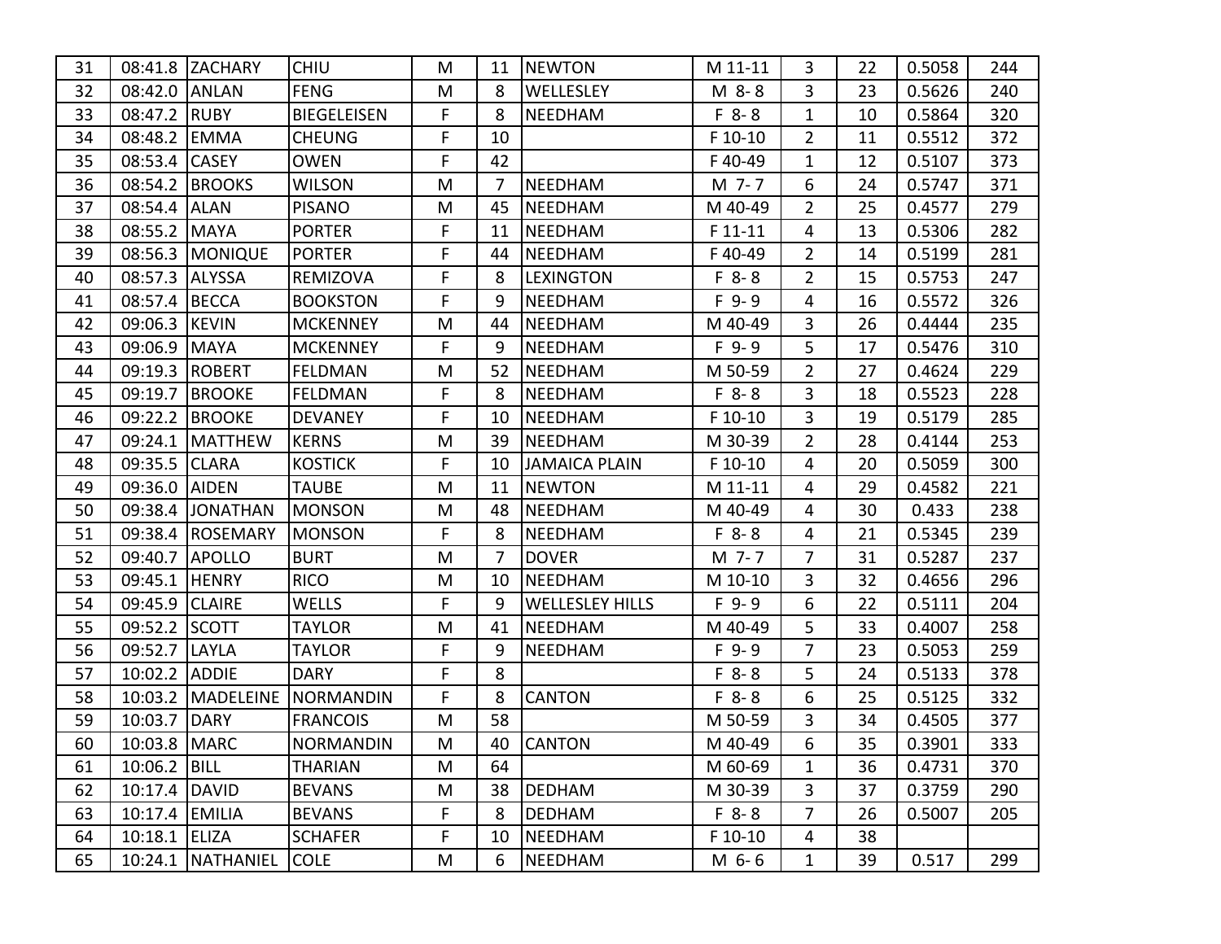| 31 | 08:41.8 | ZACHARY | CHIU | M | 11 | NEWTON | M 11-11 | 3 | 22 | 0.5058 | 244 |
|---|---|---|---|---|---|---|---|---|---|---|---|
| 32 | 08:42.0 | ANLAN | FENG | M | 8 | WELLESLEY | M 8- 8 | 3 | 23 | 0.5626 | 240 |
| 33 | 08:47.2 | RUBY | BIEGELEISEN | F | 8 | NEEDHAM | F 8- 8 | 1 | 10 | 0.5864 | 320 |
| 34 | 08:48.2 | EMMA | CHEUNG | F | 10 | | F 10-10 | 2 | 11 | 0.5512 | 372 |
| 35 | 08:53.4 | CASEY | OWEN | F | 42 | | F 40-49 | 1 | 12 | 0.5107 | 373 |
| 36 | 08:54.2 | BROOKS | WILSON | M | 7 | NEEDHAM | M 7- 7 | 6 | 24 | 0.5747 | 371 |
| 37 | 08:54.4 | ALAN | PISANO | M | 45 | NEEDHAM | M 40-49 | 2 | 25 | 0.4577 | 279 |
| 38 | 08:55.2 | MAYA | PORTER | F | 11 | NEEDHAM | F 11-11 | 4 | 13 | 0.5306 | 282 |
| 39 | 08:56.3 | MONIQUE | PORTER | F | 44 | NEEDHAM | F 40-49 | 2 | 14 | 0.5199 | 281 |
| 40 | 08:57.3 | ALYSSA | REMIZOVA | F | 8 | LEXINGTON | F 8- 8 | 2 | 15 | 0.5753 | 247 |
| 41 | 08:57.4 | BECCA | BOOKSTON | F | 9 | NEEDHAM | F 9- 9 | 4 | 16 | 0.5572 | 326 |
| 42 | 09:06.3 | KEVIN | MCKENNEY | M | 44 | NEEDHAM | M 40-49 | 3 | 26 | 0.4444 | 235 |
| 43 | 09:06.9 | MAYA | MCKENNEY | F | 9 | NEEDHAM | F 9- 9 | 5 | 17 | 0.5476 | 310 |
| 44 | 09:19.3 | ROBERT | FELDMAN | M | 52 | NEEDHAM | M 50-59 | 2 | 27 | 0.4624 | 229 |
| 45 | 09:19.7 | BROOKE | FELDMAN | F | 8 | NEEDHAM | F 8- 8 | 3 | 18 | 0.5523 | 228 |
| 46 | 09:22.2 | BROOKE | DEVANEY | F | 10 | NEEDHAM | F 10-10 | 3 | 19 | 0.5179 | 285 |
| 47 | 09:24.1 | MATTHEW | KERNS | M | 39 | NEEDHAM | M 30-39 | 2 | 28 | 0.4144 | 253 |
| 48 | 09:35.5 | CLARA | KOSTICK | F | 10 | JAMAICA PLAIN | F 10-10 | 4 | 20 | 0.5059 | 300 |
| 49 | 09:36.0 | AIDEN | TAUBE | M | 11 | NEWTON | M 11-11 | 4 | 29 | 0.4582 | 221 |
| 50 | 09:38.4 | JONATHAN | MONSON | M | 48 | NEEDHAM | M 40-49 | 4 | 30 | 0.433 | 238 |
| 51 | 09:38.4 | ROSEMARY | MONSON | F | 8 | NEEDHAM | F 8- 8 | 4 | 21 | 0.5345 | 239 |
| 52 | 09:40.7 | APOLLO | BURT | M | 7 | DOVER | M 7- 7 | 7 | 31 | 0.5287 | 237 |
| 53 | 09:45.1 | HENRY | RICO | M | 10 | NEEDHAM | M 10-10 | 3 | 32 | 0.4656 | 296 |
| 54 | 09:45.9 | CLAIRE | WELLS | F | 9 | WELLESLEY HILLS | F 9- 9 | 6 | 22 | 0.5111 | 204 |
| 55 | 09:52.2 | SCOTT | TAYLOR | M | 41 | NEEDHAM | M 40-49 | 5 | 33 | 0.4007 | 258 |
| 56 | 09:52.7 | LAYLA | TAYLOR | F | 9 | NEEDHAM | F 9- 9 | 7 | 23 | 0.5053 | 259 |
| 57 | 10:02.2 | ADDIE | DARY | F | 8 | | F 8- 8 | 5 | 24 | 0.5133 | 378 |
| 58 | 10:03.2 | MADELEINE | NORMANDIN | F | 8 | CANTON | F 8- 8 | 6 | 25 | 0.5125 | 332 |
| 59 | 10:03.7 | DARY | FRANCOIS | M | 58 | | M 50-59 | 3 | 34 | 0.4505 | 377 |
| 60 | 10:03.8 | MARC | NORMANDIN | M | 40 | CANTON | M 40-49 | 6 | 35 | 0.3901 | 333 |
| 61 | 10:06.2 | BILL | THARIAN | M | 64 | | M 60-69 | 1 | 36 | 0.4731 | 370 |
| 62 | 10:17.4 | DAVID | BEVANS | M | 38 | DEDHAM | M 30-39 | 3 | 37 | 0.3759 | 290 |
| 63 | 10:17.4 | EMILIA | BEVANS | F | 8 | DEDHAM | F 8- 8 | 7 | 26 | 0.5007 | 205 |
| 64 | 10:18.1 | ELIZA | SCHAFER | F | 10 | NEEDHAM | F 10-10 | 4 | 38 | | |
| 65 | 10:24.1 | NATHANIEL | COLE | M | 6 | NEEDHAM | M 6- 6 | 1 | 39 | 0.517 | 299 |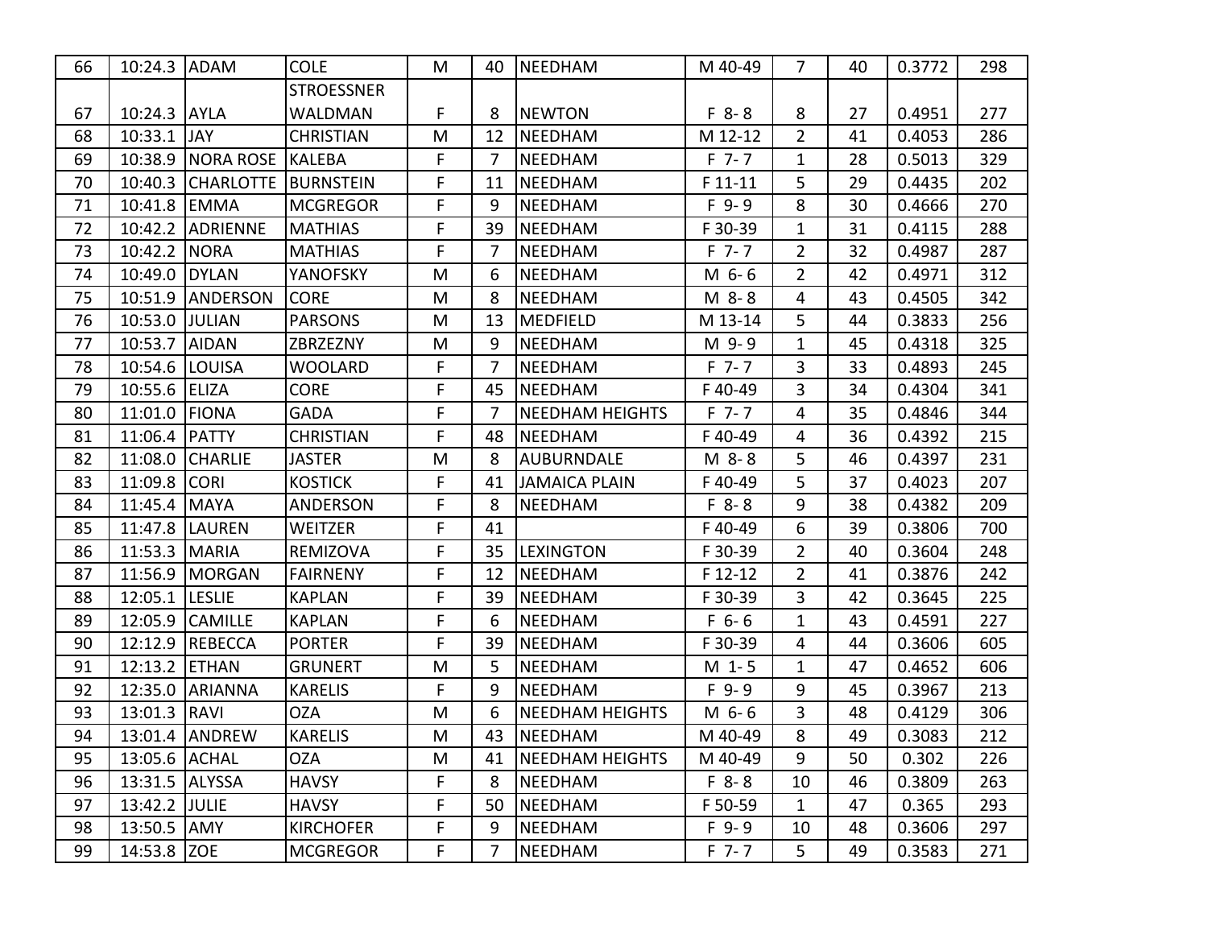| 66 | 10:24.3 | ADAM | COLE | M | 40 | NEEDHAM | M 40-49 | 7 | 40 | 0.3772 | 298 |
|---|---|---|---|---|---|---|---|---|---|---|---|
| 67 | 10:24.3 | AYLA | STROESSNER WALDMAN | F | 8 | NEWTON | F 8- 8 | 8 | 27 | 0.4951 | 277 |
| 68 | 10:33.1 | JAY | CHRISTIAN | M | 12 | NEEDHAM | M 12-12 | 2 | 41 | 0.4053 | 286 |
| 69 | 10:38.9 | NORA ROSE | KALEBA | F | 7 | NEEDHAM | F 7- 7 | 1 | 28 | 0.5013 | 329 |
| 70 | 10:40.3 | CHARLOTTE | BURNSTEIN | F | 11 | NEEDHAM | F 11-11 | 5 | 29 | 0.4435 | 202 |
| 71 | 10:41.8 | EMMA | MCGREGOR | F | 9 | NEEDHAM | F 9- 9 | 8 | 30 | 0.4666 | 270 |
| 72 | 10:42.2 | ADRIENNE | MATHIAS | F | 39 | NEEDHAM | F 30-39 | 1 | 31 | 0.4115 | 288 |
| 73 | 10:42.2 | NORA | MATHIAS | F | 7 | NEEDHAM | F 7- 7 | 2 | 32 | 0.4987 | 287 |
| 74 | 10:49.0 | DYLAN | YANOFSKY | M | 6 | NEEDHAM | M 6- 6 | 2 | 42 | 0.4971 | 312 |
| 75 | 10:51.9 | ANDERSON | CORE | M | 8 | NEEDHAM | M 8- 8 | 4 | 43 | 0.4505 | 342 |
| 76 | 10:53.0 | JULIAN | PARSONS | M | 13 | MEDFIELD | M 13-14 | 5 | 44 | 0.3833 | 256 |
| 77 | 10:53.7 | AIDAN | ZBRZEZNY | M | 9 | NEEDHAM | M 9- 9 | 1 | 45 | 0.4318 | 325 |
| 78 | 10:54.6 | LOUISA | WOOLARD | F | 7 | NEEDHAM | F 7- 7 | 3 | 33 | 0.4893 | 245 |
| 79 | 10:55.6 | ELIZA | CORE | F | 45 | NEEDHAM | F 40-49 | 3 | 34 | 0.4304 | 341 |
| 80 | 11:01.0 | FIONA | GADA | F | 7 | NEEDHAM HEIGHTS | F 7- 7 | 4 | 35 | 0.4846 | 344 |
| 81 | 11:06.4 | PATTY | CHRISTIAN | F | 48 | NEEDHAM | F 40-49 | 4 | 36 | 0.4392 | 215 |
| 82 | 11:08.0 | CHARLIE | JASTER | M | 8 | AUBURNDALE | M 8- 8 | 5 | 46 | 0.4397 | 231 |
| 83 | 11:09.8 | CORI | KOSTICK | F | 41 | JAMAICA PLAIN | F 40-49 | 5 | 37 | 0.4023 | 207 |
| 84 | 11:45.4 | MAYA | ANDERSON | F | 8 | NEEDHAM | F 8- 8 | 9 | 38 | 0.4382 | 209 |
| 85 | 11:47.8 | LAUREN | WEITZER | F | 41 | | F 40-49 | 6 | 39 | 0.3806 | 700 |
| 86 | 11:53.3 | MARIA | REMIZOVA | F | 35 | LEXINGTON | F 30-39 | 2 | 40 | 0.3604 | 248 |
| 87 | 11:56.9 | MORGAN | FAIRNENY | F | 12 | NEEDHAM | F 12-12 | 2 | 41 | 0.3876 | 242 |
| 88 | 12:05.1 | LESLIE | KAPLAN | F | 39 | NEEDHAM | F 30-39 | 3 | 42 | 0.3645 | 225 |
| 89 | 12:05.9 | CAMILLE | KAPLAN | F | 6 | NEEDHAM | F 6- 6 | 1 | 43 | 0.4591 | 227 |
| 90 | 12:12.9 | REBECCA | PORTER | F | 39 | NEEDHAM | F 30-39 | 4 | 44 | 0.3606 | 605 |
| 91 | 12:13.2 | ETHAN | GRUNERT | M | 5 | NEEDHAM | M 1- 5 | 1 | 47 | 0.4652 | 606 |
| 92 | 12:35.0 | ARIANNA | KARELIS | F | 9 | NEEDHAM | F 9- 9 | 9 | 45 | 0.3967 | 213 |
| 93 | 13:01.3 | RAVI | OZA | M | 6 | NEEDHAM HEIGHTS | M 6- 6 | 3 | 48 | 0.4129 | 306 |
| 94 | 13:01.4 | ANDREW | KARELIS | M | 43 | NEEDHAM | M 40-49 | 8 | 49 | 0.3083 | 212 |
| 95 | 13:05.6 | ACHAL | OZA | M | 41 | NEEDHAM HEIGHTS | M 40-49 | 9 | 50 | 0.302 | 226 |
| 96 | 13:31.5 | ALYSSA | HAVSY | F | 8 | NEEDHAM | F 8- 8 | 10 | 46 | 0.3809 | 263 |
| 97 | 13:42.2 | JULIE | HAVSY | F | 50 | NEEDHAM | F 50-59 | 1 | 47 | 0.365 | 293 |
| 98 | 13:50.5 | AMY | KIRCHOFER | F | 9 | NEEDHAM | F 9- 9 | 10 | 48 | 0.3606 | 297 |
| 99 | 14:53.8 | ZOE | MCGREGOR | F | 7 | NEEDHAM | F 7- 7 | 5 | 49 | 0.3583 | 271 |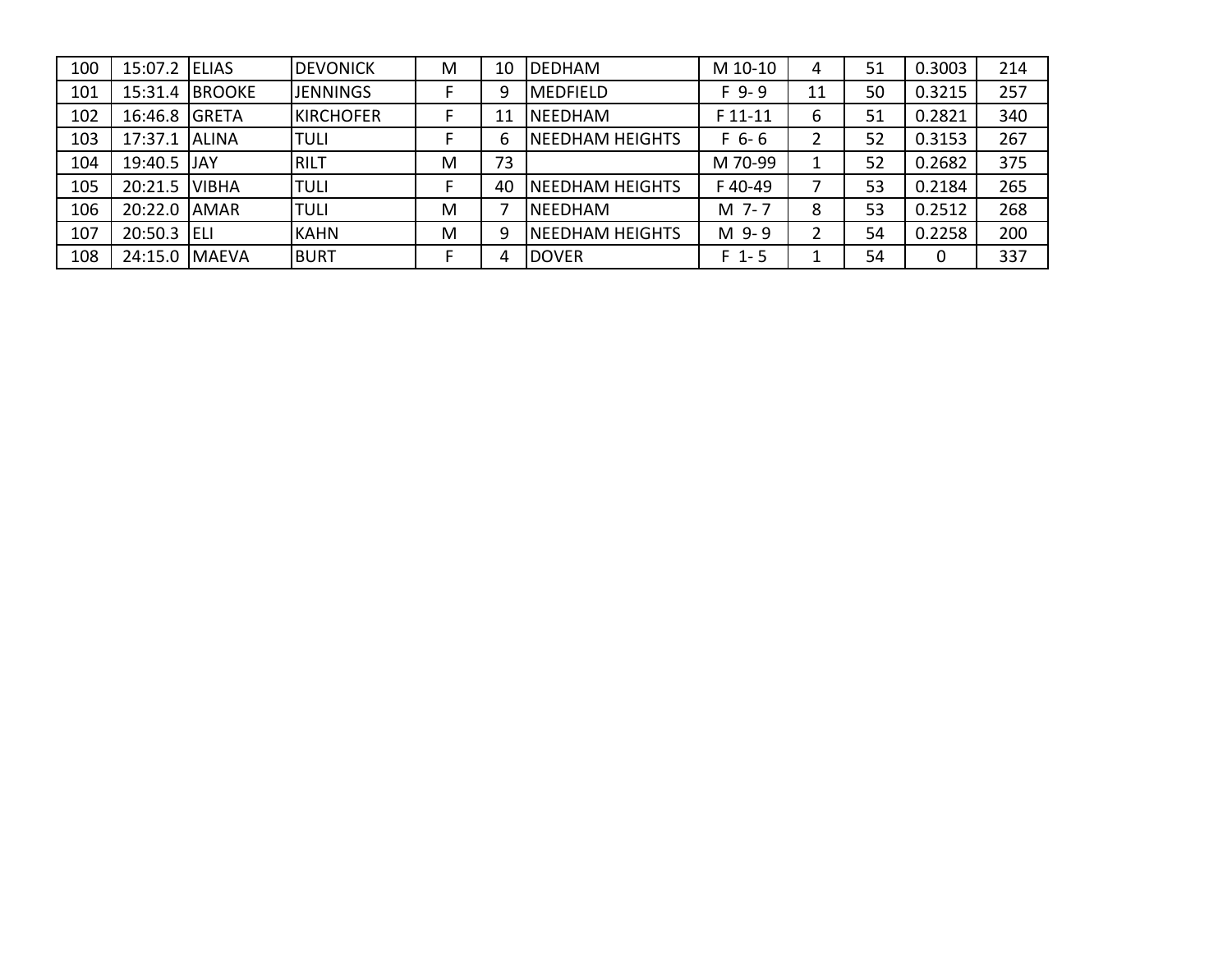| | | | | | | | | | | | |
|---|---|---|---|---|---|---|---|---|---|---|---|
| 100 | 15:07.2 | ELIAS | DEVONICK | M | 10 | DEDHAM | M 10-10 | 4 | 51 | 0.3003 | 214 |
| 101 | 15:31.4 | BROOKE | JENNINGS | F | 9 | MEDFIELD | F 9- 9 | 11 | 50 | 0.3215 | 257 |
| 102 | 16:46.8 | GRETA | KIRCHOFER | F | 11 | NEEDHAM | F 11-11 | 6 | 51 | 0.2821 | 340 |
| 103 | 17:37.1 | ALINA | TULI | F | 6 | NEEDHAM HEIGHTS | F 6- 6 | 2 | 52 | 0.3153 | 267 |
| 104 | 19:40.5 | JAY | RILT | M | 73 | | M 70-99 | 1 | 52 | 0.2682 | 375 |
| 105 | 20:21.5 | VIBHA | TULI | F | 40 | NEEDHAM HEIGHTS | F 40-49 | 7 | 53 | 0.2184 | 265 |
| 106 | 20:22.0 | AMAR | TULI | M | 7 | NEEDHAM | M 7- 7 | 8 | 53 | 0.2512 | 268 |
| 107 | 20:50.3 | ELI | KAHN | M | 9 | NEEDHAM HEIGHTS | M 9- 9 | 2 | 54 | 0.2258 | 200 |
| 108 | 24:15.0 | MAEVA | BURT | F | 4 | DOVER | F 1- 5 | 1 | 54 | 0 | 337 |